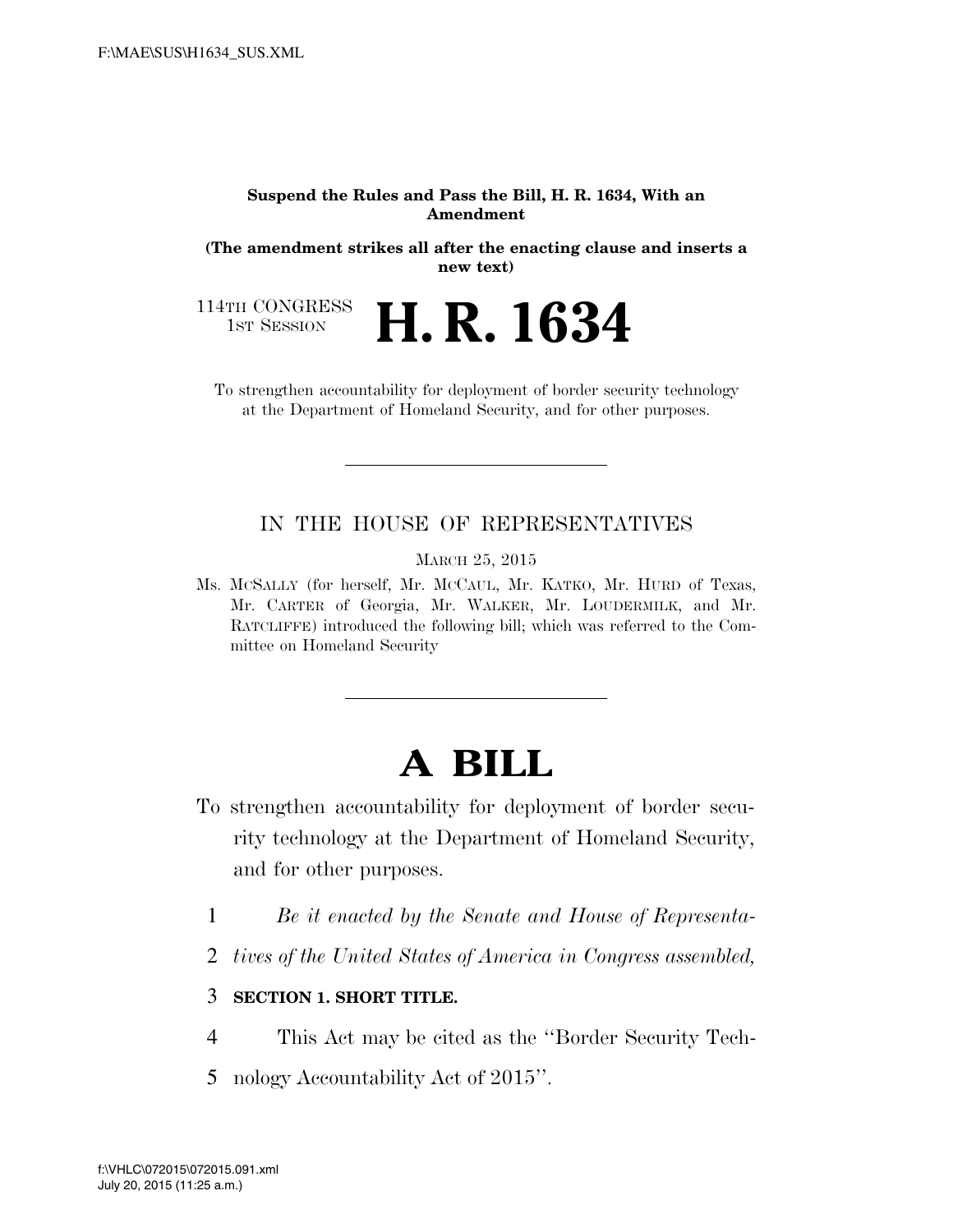**Suspend the Rules and Pass the Bill, H. R. 1634, With an Amendment**

**(The amendment strikes all after the enacting clause and inserts a new text)**

114TH CONGRESS
1ST SESSION

# H. R. 1634

To strengthen accountability for deployment of border security technology at the Department of Homeland Security, and for other purposes.

---

IN THE HOUSE OF REPRESENTATIVES

MARCH 25, 2015

Ms. MCSALLY (for herself, Mr. MCCAUL, Mr. KATKO, Mr. HURD of Texas, Mr. CARTER of Georgia, Mr. WALKER, Mr. LOUDERMILK, and Mr. RATCLIFFE) introduced the following bill; which was referred to the Committee on Homeland Security

---

# A BILL

To strengthen accountability for deployment of border security technology at the Department of Homeland Security, and for other purposes.

1 *Be it enacted by the Senate and House of Representa-*
2 *tives of the United States of America in Congress assembled,*

3 **SECTION 1. SHORT TITLE.**

4 This Act may be cited as the "Border Security Tech-
5 nology Accountability Act of 2015".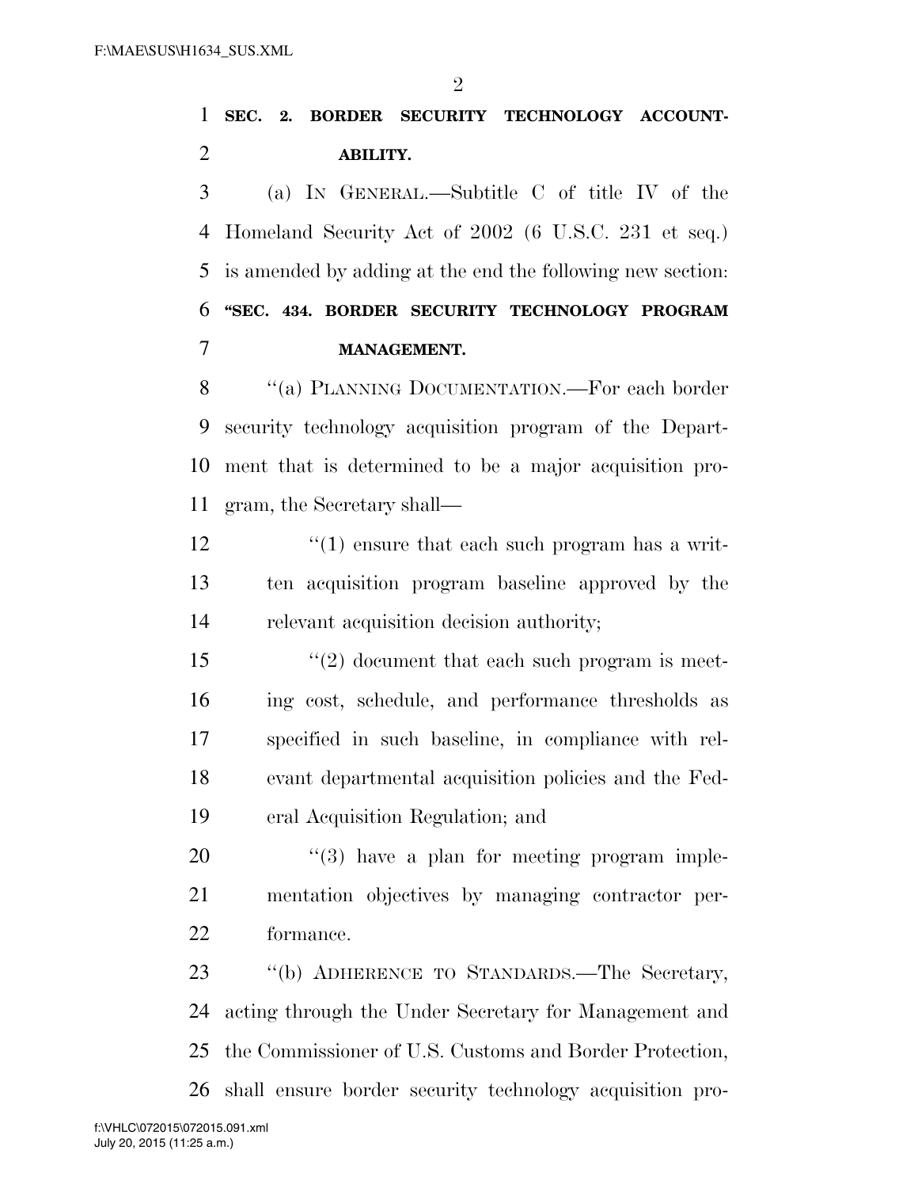**SEC. 2. BORDER SECURITY TECHNOLOGY ACCOUNTABILITY.**

(a) IN GENERAL.—Subtitle C of title IV of the Homeland Security Act of 2002 (6 U.S.C. 231 et seq.) is amended by adding at the end the following new section:

**"SEC. 434. BORDER SECURITY TECHNOLOGY PROGRAM MANAGEMENT.**

"(a) PLANNING DOCUMENTATION.—For each border security technology acquisition program of the Department that is determined to be a major acquisition program, the Secretary shall—

"(1) ensure that each such program has a written acquisition program baseline approved by the relevant acquisition decision authority;

"(2) document that each such program is meeting cost, schedule, and performance thresholds as specified in such baseline, in compliance with relevant departmental acquisition policies and the Federal Acquisition Regulation; and

"(3) have a plan for meeting program implementation objectives by managing contractor performance.

"(b) ADHERENCE TO STANDARDS.—The Secretary, acting through the Under Secretary for Management and the Commissioner of U.S. Customs and Border Protection, shall ensure border security technology acquisition pro-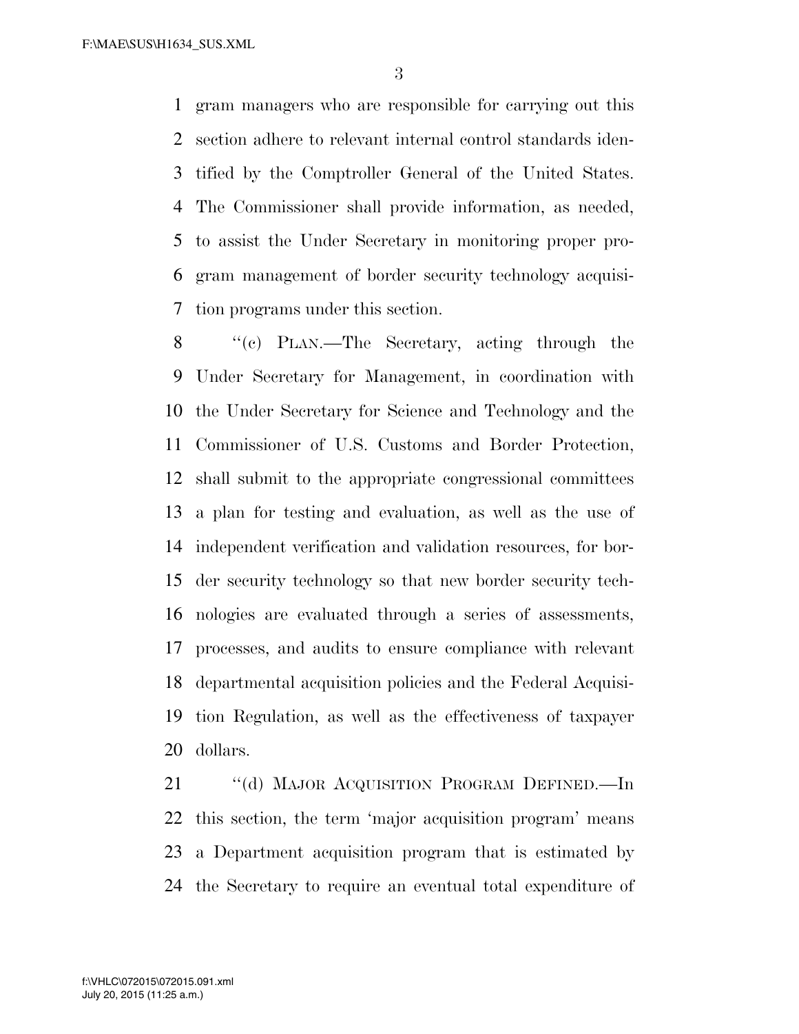gram managers who are responsible for carrying out this section adhere to relevant internal control standards identified by the Comptroller General of the United States. The Commissioner shall provide information, as needed, to assist the Under Secretary in monitoring proper program management of border security technology acquisition programs under this section.

"(c) PLAN.—The Secretary, acting through the Under Secretary for Management, in coordination with the Under Secretary for Science and Technology and the Commissioner of U.S. Customs and Border Protection, shall submit to the appropriate congressional committees a plan for testing and evaluation, as well as the use of independent verification and validation resources, for border security technology so that new border security technologies are evaluated through a series of assessments, processes, and audits to ensure compliance with relevant departmental acquisition policies and the Federal Acquisition Regulation, as well as the effectiveness of taxpayer dollars.

"(d) MAJOR ACQUISITION PROGRAM DEFINED.—In this section, the term 'major acquisition program' means a Department acquisition program that is estimated by the Secretary to require an eventual total expenditure of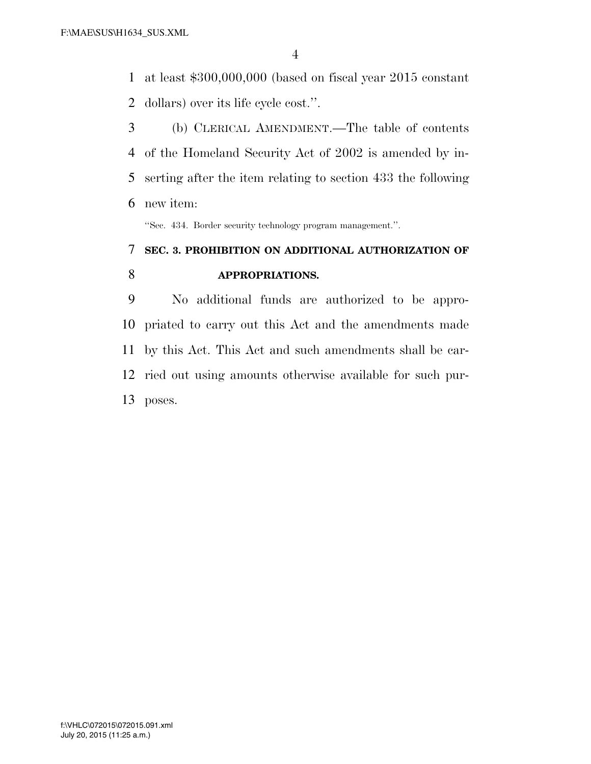at least $300,000,000 (based on fiscal year 2015 constant dollars) over its life cycle cost.''.

(b) CLERICAL AMENDMENT.—The table of contents of the Homeland Security Act of 2002 is amended by inserting after the item relating to section 433 the following new item:

''Sec. 434. Border security technology program management.''.

### SEC. 3. PROHIBITION ON ADDITIONAL AUTHORIZATION OF APPROPRIATIONS.

No additional funds are authorized to be appropriated to carry out this Act and the amendments made by this Act. This Act and such amendments shall be carried out using amounts otherwise available for such purposes.